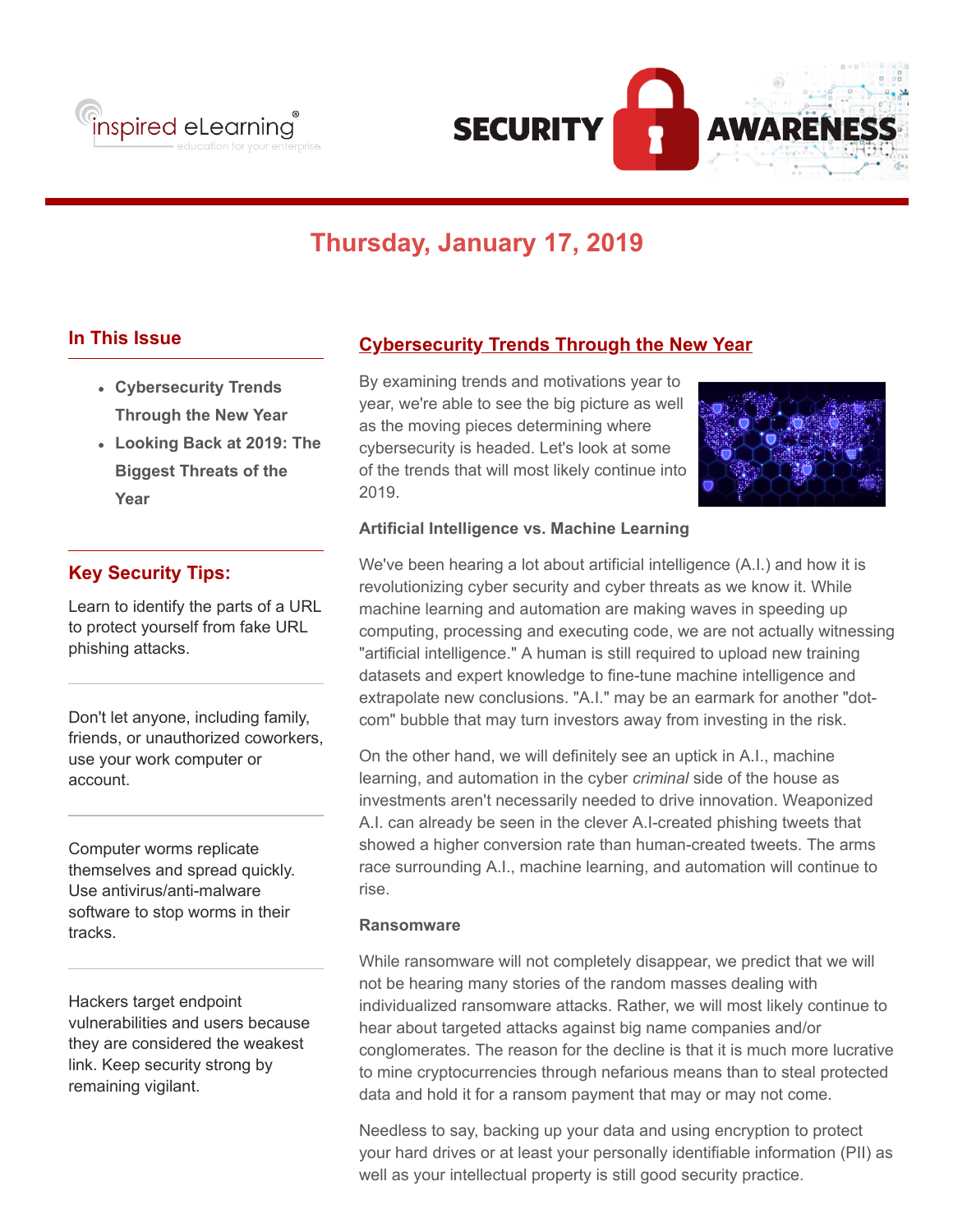# SECURITY AWARENESS

## Thursday, January 17, 2019

### In This Issue

- **Cybersecurity Trends Through the New Year**
- **Looking Back at 2019: The Biggest Threats of the Year**

### Key Security Tips:

Learn to identify the parts of a URL to protect yourself from fake URL phishing attacks.

---

Don't let anyone, including family, friends, or unauthorized coworkers, use your work computer or account.

---

Computer worms replicate themselves and spread quickly. Use antivirus/anti-malware software to stop worms in their tracks.

---

Hackers target endpoint vulnerabilities and users because they are considered the weakest link. Keep security strong by remaining vigilant.

## Cybersecurity Trends Through the New Year

By examining trends and motivations year to year, we're able to see the big picture as well as the moving pieces determining where cybersecurity is headed. Let's look at some of the trends that will most likely continue into 2019.

**Artificial Intelligence vs. Machine Learning**

We've been hearing a lot about artificial intelligence (A.I.) and how it is revolutionizing cyber security and cyber threats as we know it. While machine learning and automation are making waves in speeding up computing, processing and executing code, we are not actually witnessing "artificial intelligence." A human is still required to upload new training datasets and expert knowledge to fine-tune machine intelligence and extrapolate new conclusions. "A.I." may be an earmark for another "dot-com" bubble that may turn investors away from investing in the risk.

On the other hand, we will definitely see an uptick in A.I., machine learning, and automation in the cyber *criminal* side of the house as investments aren't necessarily needed to drive innovation. Weaponized A.I. can already be seen in the clever A.I-created phishing tweets that showed a higher conversion rate than human-created tweets. The arms race surrounding A.I., machine learning, and automation will continue to rise.

**Ransomware**

While ransomware will not completely disappear, we predict that we will not be hearing many stories of the random masses dealing with individualized ransomware attacks. Rather, we will most likely continue to hear about targeted attacks against big name companies and/or conglomerates. The reason for the decline is that it is much more lucrative to mine cryptocurrencies through nefarious means than to steal protected data and hold it for a ransom payment that may or may not come.

Needless to say, backing up your data and using encryption to protect your hard drives or at least your personally identifiable information (PII) as well as your intellectual property is still good security practice.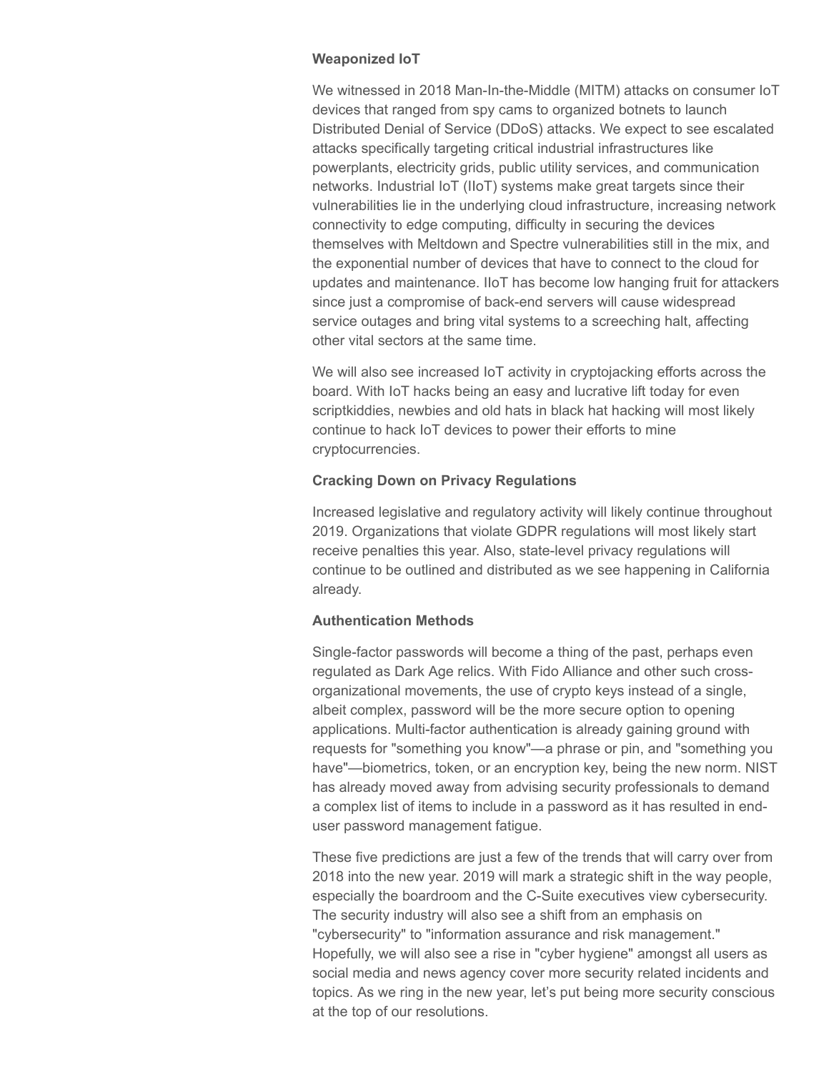**Weaponized IoT**

We witnessed in 2018 Man-In-the-Middle (MITM) attacks on consumer IoT devices that ranged from spy cams to organized botnets to launch Distributed Denial of Service (DDoS) attacks. We expect to see escalated attacks specifically targeting critical industrial infrastructures like powerplants, electricity grids, public utility services, and communication networks. Industrial IoT (IIoT) systems make great targets since their vulnerabilities lie in the underlying cloud infrastructure, increasing network connectivity to edge computing, difficulty in securing the devices themselves with Meltdown and Spectre vulnerabilities still in the mix, and the exponential number of devices that have to connect to the cloud for updates and maintenance. IIoT has become low hanging fruit for attackers since just a compromise of back-end servers will cause widespread service outages and bring vital systems to a screeching halt, affecting other vital sectors at the same time.

We will also see increased IoT activity in cryptojacking efforts across the board. With IoT hacks being an easy and lucrative lift today for even scriptkiddies, newbies and old hats in black hat hacking will most likely continue to hack IoT devices to power their efforts to mine cryptocurrencies.

**Cracking Down on Privacy Regulations**

Increased legislative and regulatory activity will likely continue throughout 2019. Organizations that violate GDPR regulations will most likely start receive penalties this year. Also, state-level privacy regulations will continue to be outlined and distributed as we see happening in California already.

**Authentication Methods**

Single-factor passwords will become a thing of the past, perhaps even regulated as Dark Age relics. With Fido Alliance and other such cross-organizational movements, the use of crypto keys instead of a single, albeit complex, password will be the more secure option to opening applications. Multi-factor authentication is already gaining ground with requests for "something you know"—a phrase or pin, and "something you have"—biometrics, token, or an encryption key, being the new norm. NIST has already moved away from advising security professionals to demand a complex list of items to include in a password as it has resulted in end-user password management fatigue.

These five predictions are just a few of the trends that will carry over from 2018 into the new year. 2019 will mark a strategic shift in the way people, especially the boardroom and the C-Suite executives view cybersecurity. The security industry will also see a shift from an emphasis on "cybersecurity" to "information assurance and risk management." Hopefully, we will also see a rise in "cyber hygiene" amongst all users as social media and news agency cover more security related incidents and topics. As we ring in the new year, let's put being more security conscious at the top of our resolutions.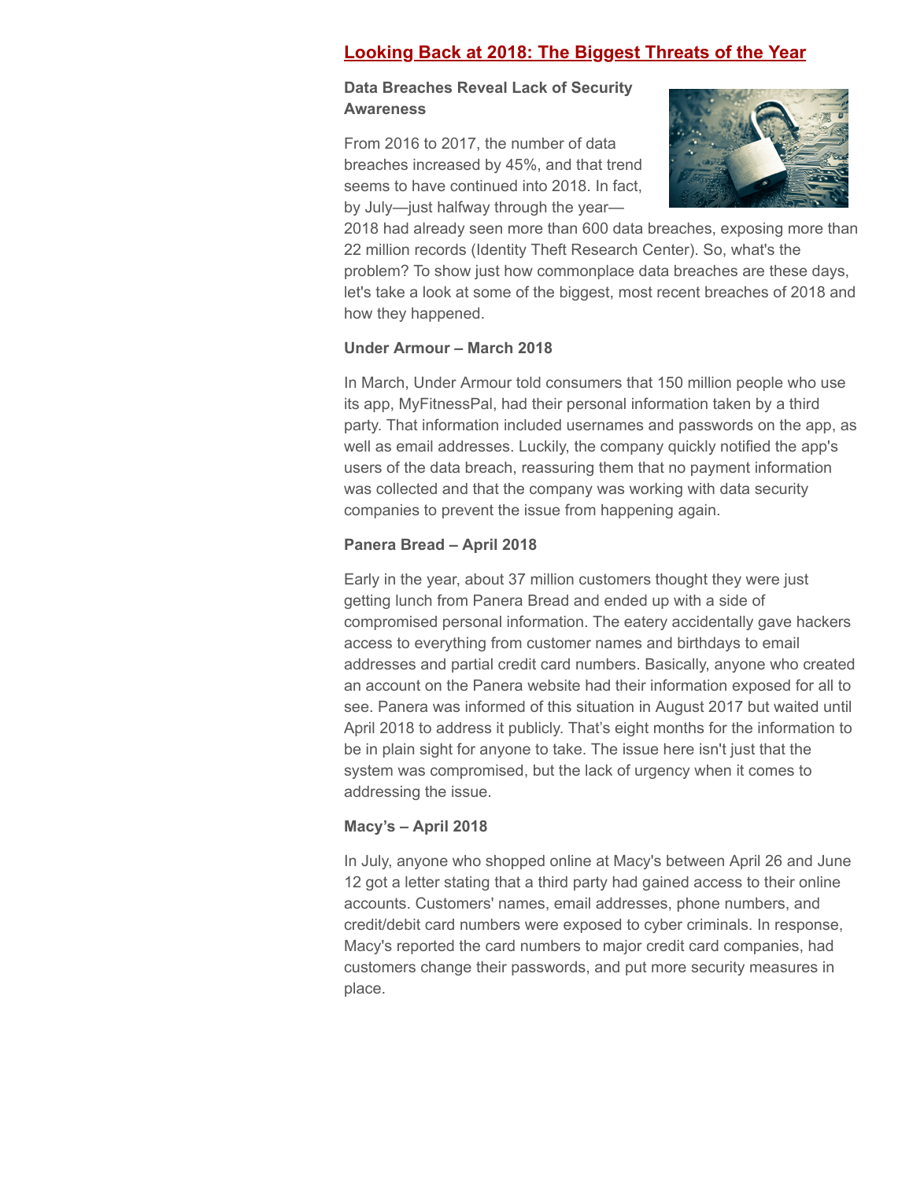## [Looking Back at 2018: The Biggest Threats of the Year]

### Data Breaches Reveal Lack of Security Awareness

From 2016 to 2017, the number of data breaches increased by 45%, and that trend seems to have continued into 2018. In fact, by July—just halfway through the year—2018 had already seen more than 600 data breaches, exposing more than 22 million records (Identity Theft Research Center). So, what's the problem? To show just how commonplace data breaches are these days, let's take a look at some of the biggest, most recent breaches of 2018 and how they happened.

### Under Armour – March 2018

In March, Under Armour told consumers that 150 million people who use its app, MyFitnessPal, had their personal information taken by a third party. That information included usernames and passwords on the app, as well as email addresses. Luckily, the company quickly notified the app's users of the data breach, reassuring them that no payment information was collected and that the company was working with data security companies to prevent the issue from happening again.

### Panera Bread – April 2018

Early in the year, about 37 million customers thought they were just getting lunch from Panera Bread and ended up with a side of compromised personal information. The eatery accidentally gave hackers access to everything from customer names and birthdays to email addresses and partial credit card numbers. Basically, anyone who created an account on the Panera website had their information exposed for all to see. Panera was informed of this situation in August 2017 but waited until April 2018 to address it publicly. That's eight months for the information to be in plain sight for anyone to take. The issue here isn't just that the system was compromised, but the lack of urgency when it comes to addressing the issue.

### Macy's – April 2018

In July, anyone who shopped online at Macy's between April 26 and June 12 got a letter stating that a third party had gained access to their online accounts. Customers' names, email addresses, phone numbers, and credit/debit card numbers were exposed to cyber criminals. In response, Macy's reported the card numbers to major credit card companies, had customers change their passwords, and put more security measures in place.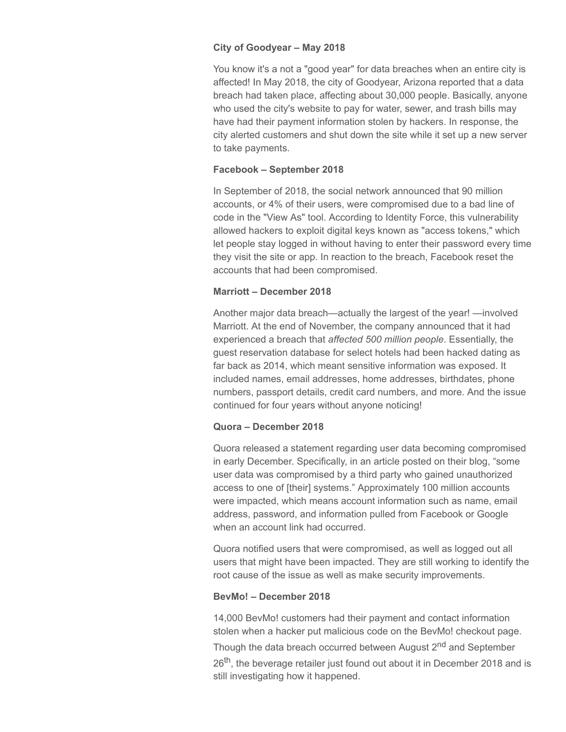**City of Goodyear – May 2018**

You know it's a not a "good year" for data breaches when an entire city is affected! In May 2018, the city of Goodyear, Arizona reported that a data breach had taken place, affecting about 30,000 people. Basically, anyone who used the city's website to pay for water, sewer, and trash bills may have had their payment information stolen by hackers. In response, the city alerted customers and shut down the site while it set up a new server to take payments.

**Facebook – September 2018**

In September of 2018, the social network announced that 90 million accounts, or 4% of their users, were compromised due to a bad line of code in the "View As" tool. According to Identity Force, this vulnerability allowed hackers to exploit digital keys known as "access tokens," which let people stay logged in without having to enter their password every time they visit the site or app. In reaction to the breach, Facebook reset the accounts that had been compromised.

**Marriott – December 2018**

Another major data breach—actually the largest of the year! —involved Marriott. At the end of November, the company announced that it had experienced a breach that *affected 500 million people*. Essentially, the guest reservation database for select hotels had been hacked dating as far back as 2014, which meant sensitive information was exposed. It included names, email addresses, home addresses, birthdates, phone numbers, passport details, credit card numbers, and more. And the issue continued for four years without anyone noticing!

**Quora – December 2018**

Quora released a statement regarding user data becoming compromised in early December. Specifically, in an article posted on their blog, "some user data was compromised by a third party who gained unauthorized access to one of [their] systems." Approximately 100 million accounts were impacted, which means account information such as name, email address, password, and information pulled from Facebook or Google when an account link had occurred.

Quora notified users that were compromised, as well as logged out all users that might have been impacted. They are still working to identify the root cause of the issue as well as make security improvements.

**BevMo! – December 2018**

14,000 BevMo! customers had their payment and contact information stolen when a hacker put malicious code on the BevMo! checkout page. Though the data breach occurred between August 2nd and September 26th, the beverage retailer just found out about it in December 2018 and is still investigating how it happened.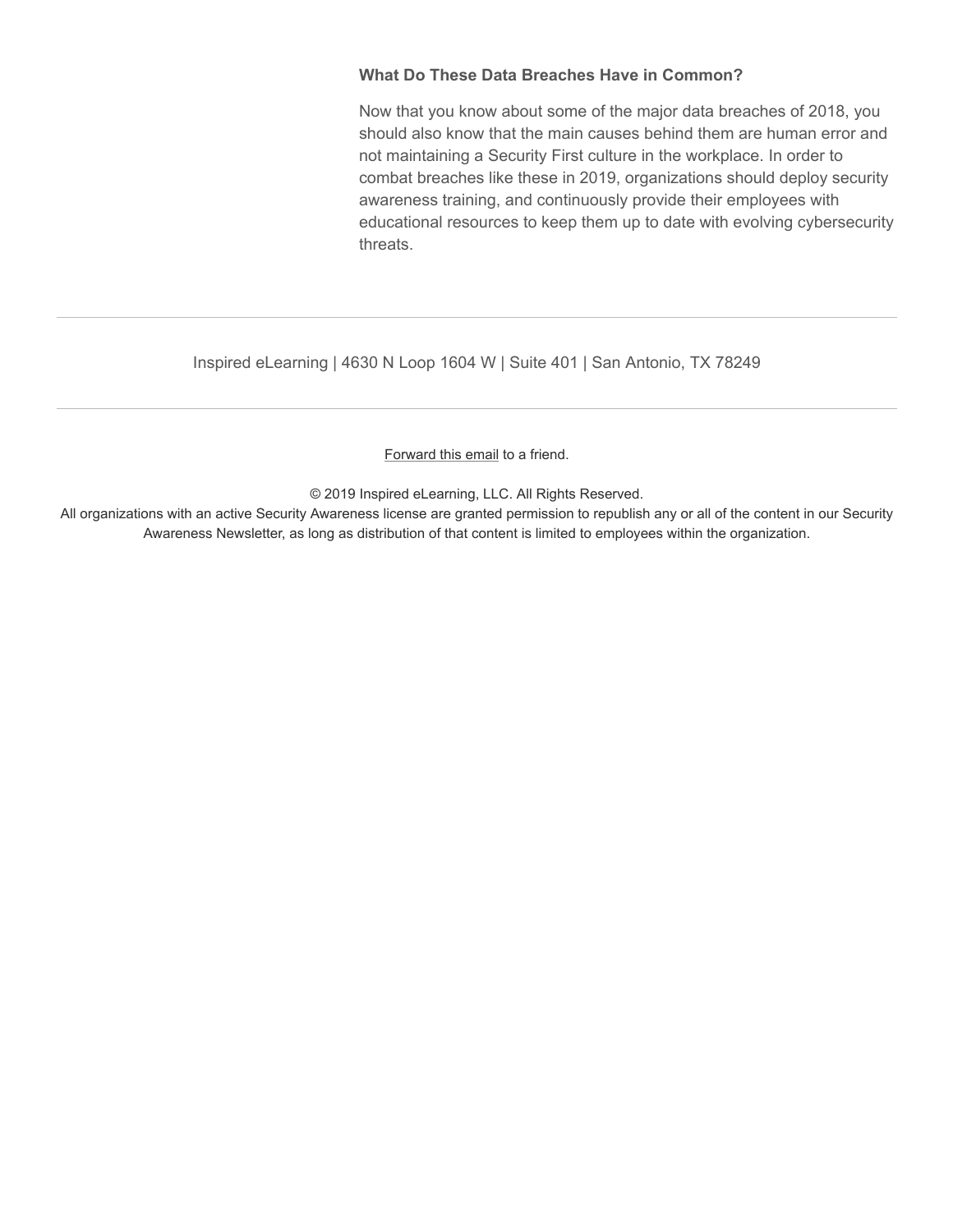### What Do These Data Breaches Have in Common?

Now that you know about some of the major data breaches of 2018, you should also know that the main causes behind them are human error and not maintaining a Security First culture in the workplace. In order to combat breaches like these in 2019, organizations should deploy security awareness training, and continuously provide their employees with educational resources to keep them up to date with evolving cybersecurity threats.

---

Inspired eLearning | 4630 N Loop 1604 W | Suite 401 | San Antonio, TX 78249

---

Forward this email to a friend.

© 2019 Inspired eLearning, LLC. All Rights Reserved.
All organizations with an active Security Awareness license are granted permission to republish any or all of the content in our Security Awareness Newsletter, as long as distribution of that content is limited to employees within the organization.